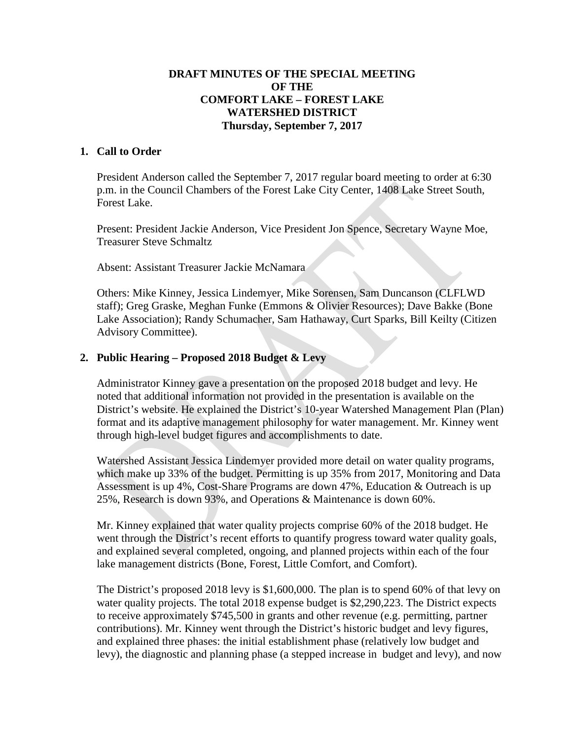**DRAFT MINUTES OF THE SPECIAL MEETING OF THE COMFORT LAKE – FOREST LAKE WATERSHED DISTRICT**
**Thursday, September 7, 2017**

## 1. Call to Order

President Anderson called the September 7, 2017 regular board meeting to order at 6:30 p.m. in the Council Chambers of the Forest Lake City Center, 1408 Lake Street South, Forest Lake.

Present: President Jackie Anderson, Vice President Jon Spence, Secretary Wayne Moe, Treasurer Steve Schmaltz

Absent: Assistant Treasurer Jackie McNamara

Others: Mike Kinney, Jessica Lindemyer, Mike Sorensen, Sam Duncanson (CLFLWD staff); Greg Graske, Meghan Funke (Emmons & Olivier Resources); Dave Bakke (Bone Lake Association); Randy Schumacher, Sam Hathaway, Curt Sparks, Bill Keilty (Citizen Advisory Committee).

## 2. Public Hearing – Proposed 2018 Budget & Levy

Administrator Kinney gave a presentation on the proposed 2018 budget and levy. He noted that additional information not provided in the presentation is available on the District's website. He explained the District's 10-year Watershed Management Plan (Plan) format and its adaptive management philosophy for water management. Mr. Kinney went through high-level budget figures and accomplishments to date.

Watershed Assistant Jessica Lindemyer provided more detail on water quality programs, which make up 33% of the budget. Permitting is up 35% from 2017, Monitoring and Data Assessment is up 4%, Cost-Share Programs are down 47%, Education & Outreach is up 25%, Research is down 93%, and Operations & Maintenance is down 60%.

Mr. Kinney explained that water quality projects comprise 60% of the 2018 budget. He went through the District's recent efforts to quantify progress toward water quality goals, and explained several completed, ongoing, and planned projects within each of the four lake management districts (Bone, Forest, Little Comfort, and Comfort).

The District's proposed 2018 levy is $1,600,000. The plan is to spend 60% of that levy on water quality projects. The total 2018 expense budget is $2,290,223. The District expects to receive approximately $745,500 in grants and other revenue (e.g. permitting, partner contributions). Mr. Kinney went through the District's historic budget and levy figures, and explained three phases: the initial establishment phase (relatively low budget and levy), the diagnostic and planning phase (a stepped increase in budget and levy), and now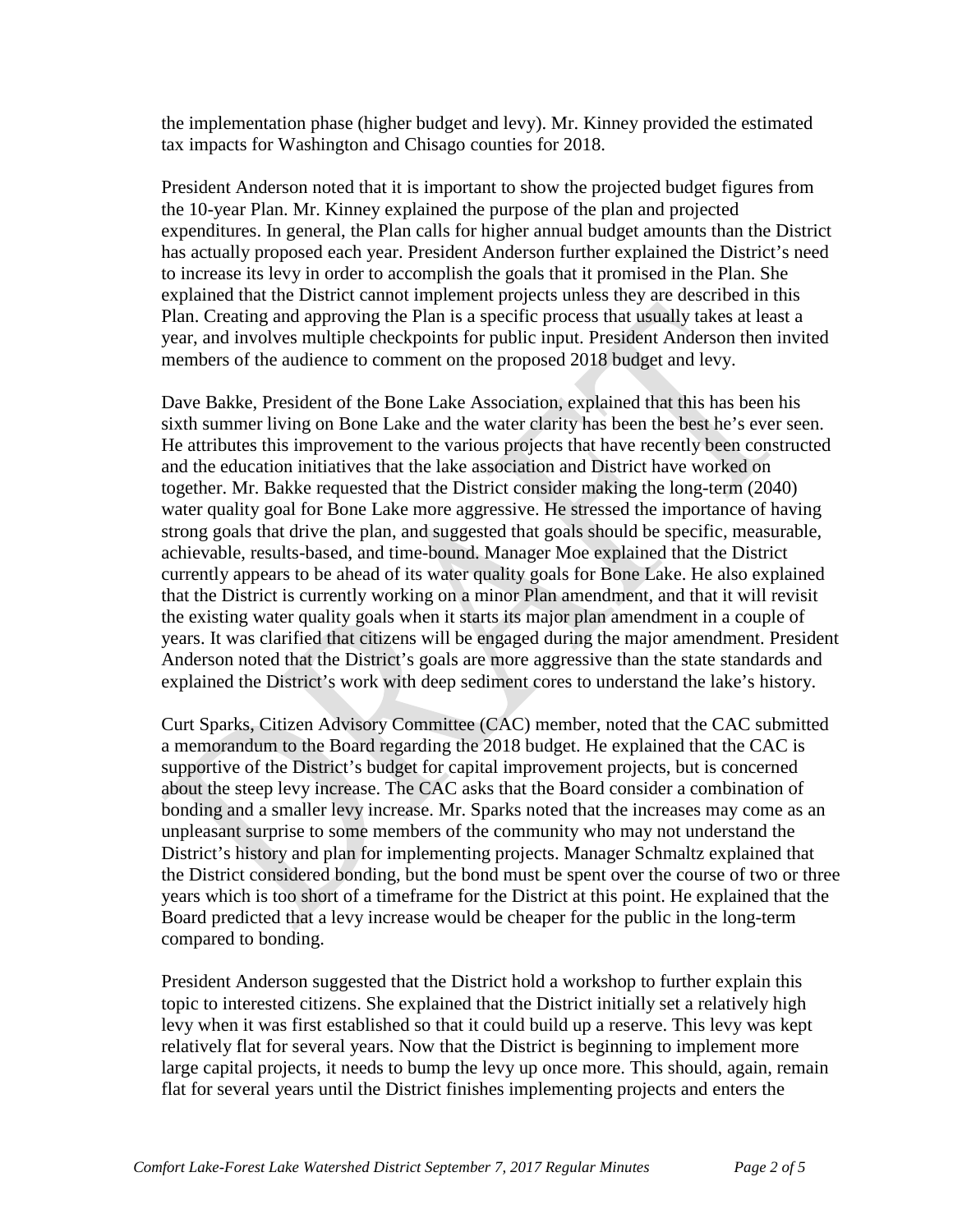the implementation phase (higher budget and levy). Mr. Kinney provided the estimated tax impacts for Washington and Chisago counties for 2018.

President Anderson noted that it is important to show the projected budget figures from the 10-year Plan. Mr. Kinney explained the purpose of the plan and projected expenditures. In general, the Plan calls for higher annual budget amounts than the District has actually proposed each year. President Anderson further explained the District's need to increase its levy in order to accomplish the goals that it promised in the Plan. She explained that the District cannot implement projects unless they are described in this Plan. Creating and approving the Plan is a specific process that usually takes at least a year, and involves multiple checkpoints for public input. President Anderson then invited members of the audience to comment on the proposed 2018 budget and levy.

Dave Bakke, President of the Bone Lake Association, explained that this has been his sixth summer living on Bone Lake and the water clarity has been the best he's ever seen. He attributes this improvement to the various projects that have recently been constructed and the education initiatives that the lake association and District have worked on together. Mr. Bakke requested that the District consider making the long-term (2040) water quality goal for Bone Lake more aggressive. He stressed the importance of having strong goals that drive the plan, and suggested that goals should be specific, measurable, achievable, results-based, and time-bound. Manager Moe explained that the District currently appears to be ahead of its water quality goals for Bone Lake. He also explained that the District is currently working on a minor Plan amendment, and that it will revisit the existing water quality goals when it starts its major plan amendment in a couple of years. It was clarified that citizens will be engaged during the major amendment. President Anderson noted that the District's goals are more aggressive than the state standards and explained the District's work with deep sediment cores to understand the lake's history.

Curt Sparks, Citizen Advisory Committee (CAC) member, noted that the CAC submitted a memorandum to the Board regarding the 2018 budget. He explained that the CAC is supportive of the District's budget for capital improvement projects, but is concerned about the steep levy increase. The CAC asks that the Board consider a combination of bonding and a smaller levy increase. Mr. Sparks noted that the increases may come as an unpleasant surprise to some members of the community who may not understand the District's history and plan for implementing projects. Manager Schmaltz explained that the District considered bonding, but the bond must be spent over the course of two or three years which is too short of a timeframe for the District at this point. He explained that the Board predicted that a levy increase would be cheaper for the public in the long-term compared to bonding.

President Anderson suggested that the District hold a workshop to further explain this topic to interested citizens. She explained that the District initially set a relatively high levy when it was first established so that it could build up a reserve. This levy was kept relatively flat for several years. Now that the District is beginning to implement more large capital projects, it needs to bump the levy up once more. This should, again, remain flat for several years until the District finishes implementing projects and enters the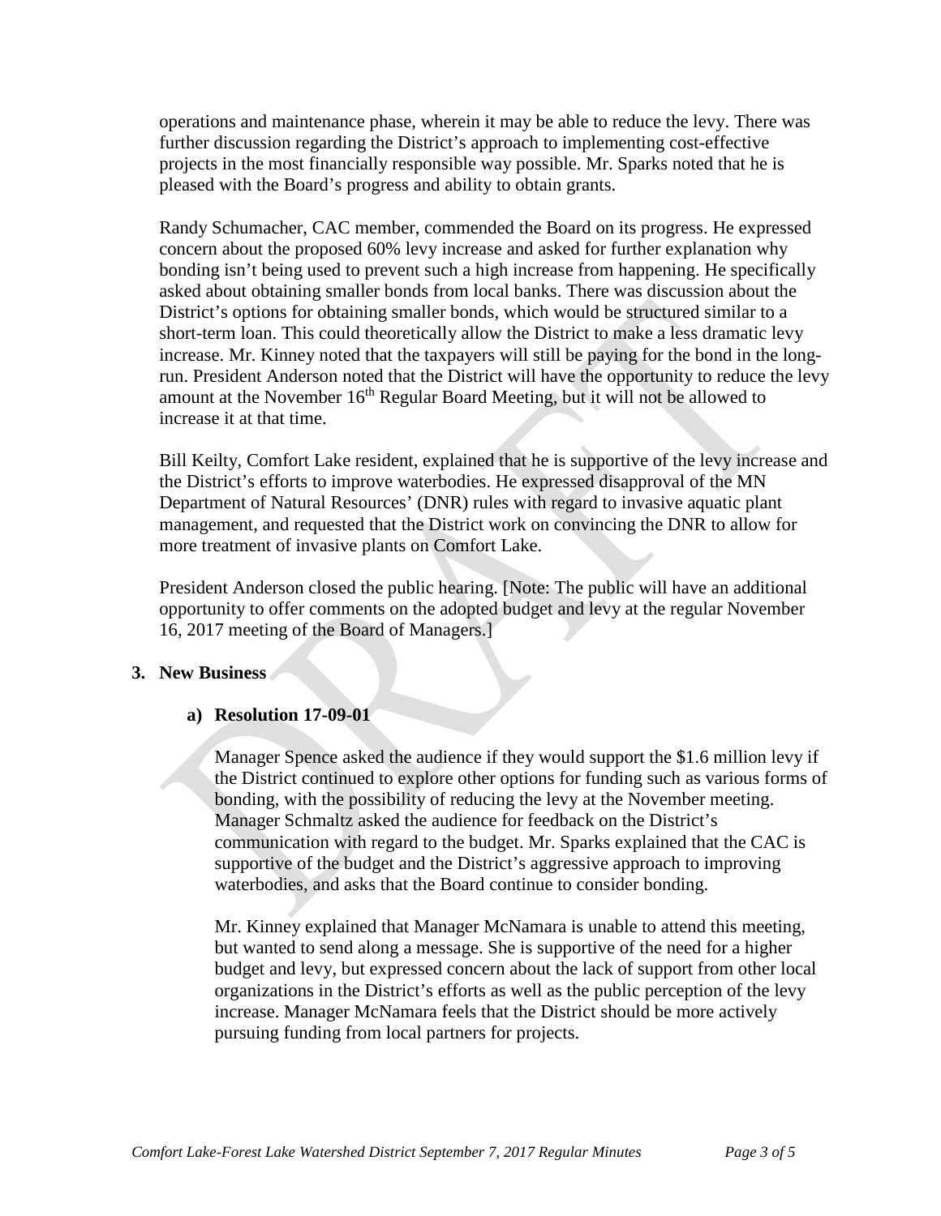operations and maintenance phase, wherein it may be able to reduce the levy. There was further discussion regarding the District's approach to implementing cost-effective projects in the most financially responsible way possible. Mr. Sparks noted that he is pleased with the Board's progress and ability to obtain grants.

Randy Schumacher, CAC member, commended the Board on its progress. He expressed concern about the proposed 60% levy increase and asked for further explanation why bonding isn't being used to prevent such a high increase from happening. He specifically asked about obtaining smaller bonds from local banks. There was discussion about the District's options for obtaining smaller bonds, which would be structured similar to a short-term loan. This could theoretically allow the District to make a less dramatic levy increase. Mr. Kinney noted that the taxpayers will still be paying for the bond in the long-run. President Anderson noted that the District will have the opportunity to reduce the levy amount at the November 16th Regular Board Meeting, but it will not be allowed to increase it at that time.

Bill Keilty, Comfort Lake resident, explained that he is supportive of the levy increase and the District's efforts to improve waterbodies. He expressed disapproval of the MN Department of Natural Resources' (DNR) rules with regard to invasive aquatic plant management, and requested that the District work on convincing the DNR to allow for more treatment of invasive plants on Comfort Lake.

President Anderson closed the public hearing. [Note: The public will have an additional opportunity to offer comments on the adopted budget and levy at the regular November 16, 2017 meeting of the Board of Managers.]

**3. New Business**

**a) Resolution 17-09-01**

Manager Spence asked the audience if they would support the $1.6 million levy if the District continued to explore other options for funding such as various forms of bonding, with the possibility of reducing the levy at the November meeting. Manager Schmaltz asked the audience for feedback on the District's communication with regard to the budget. Mr. Sparks explained that the CAC is supportive of the budget and the District's aggressive approach to improving waterbodies, and asks that the Board continue to consider bonding.

Mr. Kinney explained that Manager McNamara is unable to attend this meeting, but wanted to send along a message. She is supportive of the need for a higher budget and levy, but expressed concern about the lack of support from other local organizations in the District's efforts as well as the public perception of the levy increase. Manager McNamara feels that the District should be more actively pursuing funding from local partners for projects.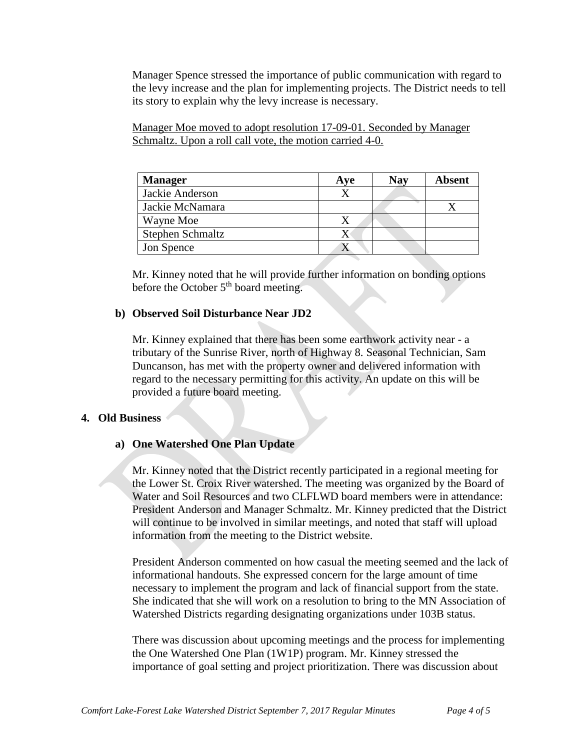Manager Spence stressed the importance of public communication with regard to the levy increase and the plan for implementing projects. The District needs to tell its story to explain why the levy increase is necessary.

Manager Moe moved to adopt resolution 17-09-01. Seconded by Manager Schmaltz. Upon a roll call vote, the motion carried 4-0.

| Manager | Aye | Nay | Absent |
|---|---|---|---|
| Jackie Anderson | X | | |
| Jackie McNamara | | | X |
| Wayne Moe | X | | |
| Stephen Schmaltz | X | | |
| Jon Spence | X | | |

Mr. Kinney noted that he will provide further information on bonding options before the October 5th board meeting.

### b) Observed Soil Disturbance Near JD2

Mr. Kinney explained that there has been some earthwork activity near - a tributary of the Sunrise River, north of Highway 8. Seasonal Technician, Sam Duncanson, has met with the property owner and delivered information with regard to the necessary permitting for this activity. An update on this will be provided a future board meeting.

## 4. Old Business

### a) One Watershed One Plan Update

Mr. Kinney noted that the District recently participated in a regional meeting for the Lower St. Croix River watershed. The meeting was organized by the Board of Water and Soil Resources and two CLFLWD board members were in attendance: President Anderson and Manager Schmaltz. Mr. Kinney predicted that the District will continue to be involved in similar meetings, and noted that staff will upload information from the meeting to the District website.

President Anderson commented on how casual the meeting seemed and the lack of informational handouts. She expressed concern for the large amount of time necessary to implement the program and lack of financial support from the state. She indicated that she will work on a resolution to bring to the MN Association of Watershed Districts regarding designating organizations under 103B status.

There was discussion about upcoming meetings and the process for implementing the One Watershed One Plan (1W1P) program. Mr. Kinney stressed the importance of goal setting and project prioritization. There was discussion about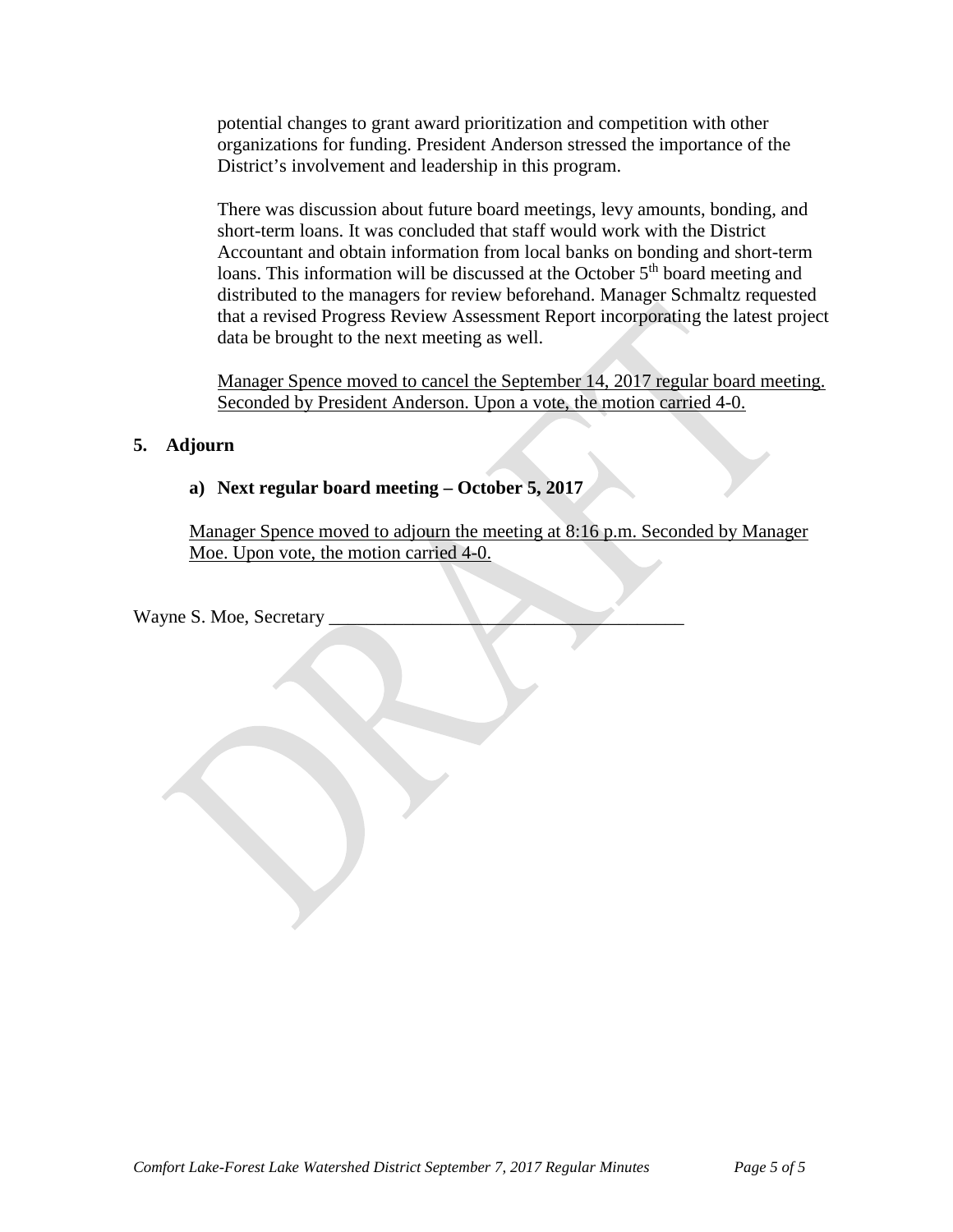potential changes to grant award prioritization and competition with other organizations for funding. President Anderson stressed the importance of the District's involvement and leadership in this program.

There was discussion about future board meetings, levy amounts, bonding, and short-term loans. It was concluded that staff would work with the District Accountant and obtain information from local banks on bonding and short-term loans. This information will be discussed at the October 5th board meeting and distributed to the managers for review beforehand. Manager Schmaltz requested that a revised Progress Review Assessment Report incorporating the latest project data be brought to the next meeting as well.

<u>Manager Spence moved to cancel the September 14, 2017 regular board meeting. Seconded by President Anderson. Upon a vote, the motion carried 4-0.</u>

## 5. Adjourn

### a) Next regular board meeting – October 5, 2017

<u>Manager Spence moved to adjourn the meeting at 8:16 p.m. Seconded by Manager Moe. Upon vote, the motion carried 4-0.</u>

Wayne S. Moe, Secretary ______________________________________